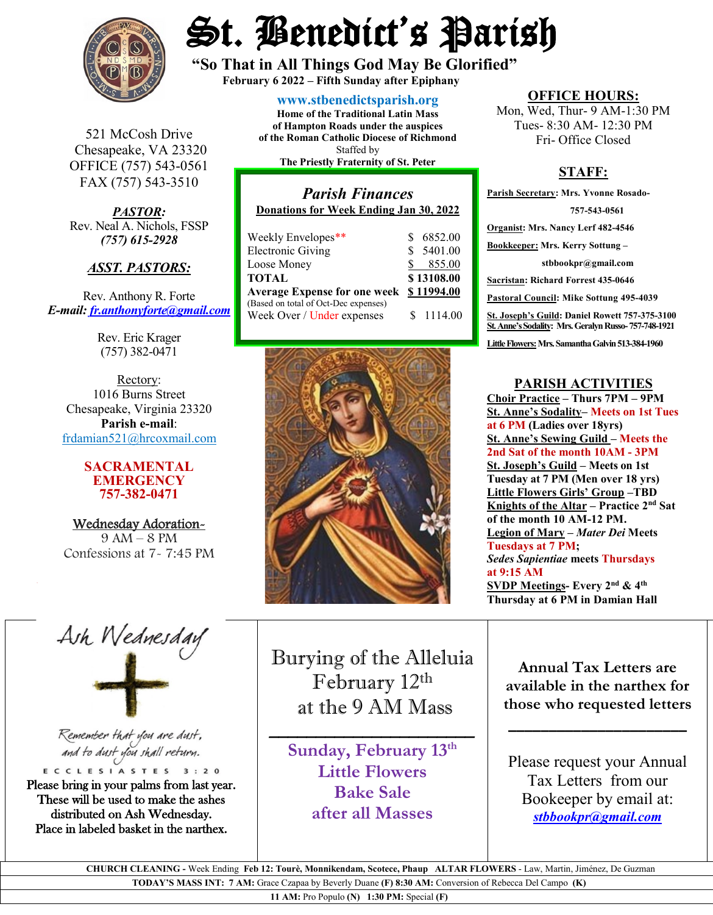# St. Benedict's Parish

**"So That in All Things God May Be Glorified"**

**February 6 2022 – Fifth Sunday after Epiphany**

521 McCosh Drive
Chesapeake, VA 23320
OFFICE (757) 543-0561
FAX (757) 543-3510

***PASTOR:***
Rev. Neal A. Nichols, FSSP
*(757) 615-2928*

***ASST. PASTORS:***

Rev. Anthony R. Forte
***E-mail:*** *fr.anthonyforte@gmail.com*

Rev. Eric Krager
(757) 382-0471

Rectory:
1016 Burns Street
Chesapeake, Virginia 23320
**Parish e-mail**:
frdamian521@hrcoxmail.com

**SACRAMENTAL EMERGENCY**
**757-382-0471**

Wednesday Adoration-
9 AM – 8 PM
Confessions at 7- 7:45 PM

**www.stbenedictsparish.org**
**Home of the Traditional Latin Mass of Hampton Roads under the auspices of the Roman Catholic Diocese of Richmond**
Staffed by
**The Priestly Fraternity of St. Peter**

## *Parish Finances*

**Donations for Week Ending Jan 30, 2022**

| | |
|---|---|
| Weekly Envelopes** | $ 6852.00 |
| Electronic Giving | $ 5401.00 |
| Loose Money | $ 855.00 |
| **TOTAL** | **$ 13108.00** |
| **Average Expense for one week** (Based on total of Oct-Dec expenses) | **$ 11994.00** |
| Week Over / Under expenses | $ 1114.00 |

## OFFICE HOURS:

Mon, Wed, Thur- 9 AM-1:30 PM
Tues- 8:30 AM- 12:30 PM
Fri- Office Closed

## STAFF:

**Parish Secretary: Mrs. Yvonne Rosado- 757-543-0561**
**Organist: Mrs. Nancy Lerf 482-4546**
**Bookkeeper: Mrs. Kerry Sottung – stbbookpr@gmail.com**
**Sacristan: Richard Forrest 435-0646**
**Pastoral Council: Mike Sottung 495-4039**
**St. Joseph's Guild: Daniel Rowett 757-375-3100**
**St. Anne's Sodality: Mrs. Geralyn Russo- 757-748-1921**
**Little Flowers: Mrs. Samantha Galvin 513-384-1960**

## PARISH ACTIVITIES

**Choir Practice – Thurs 7PM – 9PM**
**St. Anne's Sodality– Meets on 1st Tues at 6 PM (Ladies over 18yrs)**
**St. Anne's Sewing Guild – Meets the 2nd Sat of the month 10AM - 3PM**
**St. Joseph's Guild – Meets on 1st Tuesday at 7 PM (Men over 18 yrs)**
**Little Flowers Girls' Group –TBD**
**Knights of the Altar – Practice 2nd Sat of the month 10 AM-12 PM.**
**Legion of Mary – *Mater Dei* Meets Tuesdays at 7 PM; *Sedes Sapientiae* meets Thursdays at 9:15 AM**
**SVDP Meetings- Every 2nd & 4th Thursday at 6 PM in Damian Hall**

---

## Ash Wednesday

*Remember that you are dust, and to dust you shall return.*
ECCLESIASTES 3:20

Please bring in your palms from last year. These will be used to make the ashes distributed on Ash Wednesday. Place in labeled basket in the narthex.

## Burying of the Alleluia

February 12th
at the 9 AM Mass

---

**Sunday, February 13th**
**Little Flowers**
**Bake Sale**
**after all Masses**

**Annual Tax Letters are available in the narthex for those who requested letters**

---

Please request your Annual Tax Letters from our Bookeeper by email at: ***stbbookpr@gmail.com***

---

**CHURCH CLEANING** - Week Ending **Feb 12: Tourè, Monnikendam, Scotece, Phaup** **ALTAR FLOWERS** - Law, Martin, Jiménez, De Guzman

**TODAY'S MASS INT: 7 AM:** Grace Czapaa by Beverly Duane **(F) 8:30 AM:** Conversion of Rebecca Del Campo **(K)**

**11 AM:** Pro Populo **(N)** **1:30 PM:** Special **(F)**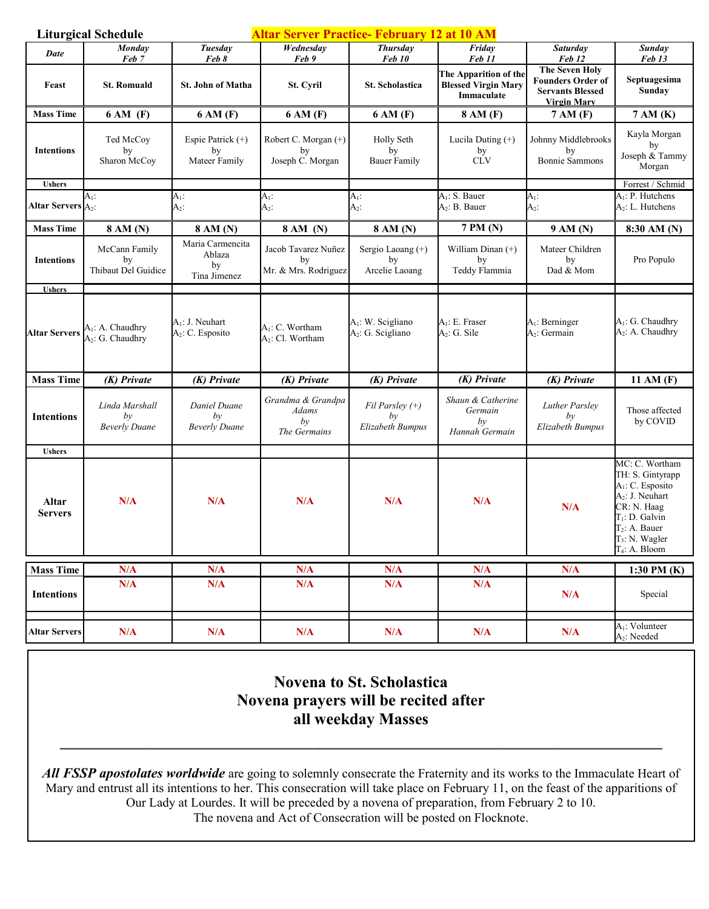**Liturgical Schedule** **Altar Server Practice- February 12 at 10 AM**

| Date | *Monday Feb 7* | *Tuesday Feb 8* | *Wednesday Feb 9* | *Thursday Feb 10* | *Friday Feb 11* | *Saturday Feb 12* | *Sunday Feb 13* |
|---|---|---|---|---|---|---|---|
| **Feast** | **St. Romuald** | **St. John of Matha** | **St. Cyril** | **St. Scholastica** | **The Apparition of the Blessed Virgin Mary Immaculate** | **The Seven Holy Founders Order of Servants Blessed Virgin Mary** | **Septuagesima Sunday** |
| **Mass Time** | **6 AM (F)** | **6 AM (F)** | **6 AM (F)** | **6 AM (F)** | **8 AM (F)** | **7 AM (F)** | **7 AM (K)** |
| **Intentions** | Ted McCoy by Sharon McCoy | Espie Patrick (+) by Mateer Family | Robert C. Morgan (+) by Joseph C. Morgan | Holly Seth by Bauer Family | Lucila Duting (+) by CLV | Johnny Middlebrooks by Bonnie Sammons | Kayla Morgan by Joseph & Tammy Morgan |
| **Ushers** | | | | | | | Forrest / Schmid |
| **Altar Servers** | $A_1$: $A_2$: | $A_1$: $A_2$: | $A_1$: $A_2$: | $A_1$: $A_2$: | $A_1$: S. Bauer $A_2$: B. Bauer | $A_1$: $A_2$: | $A_1$: P. Hutchens $A_2$: L. Hutchens |
| **Mass Time** | **8 AM (N)** | **8 AM (N)** | **8 AM (N)** | **8 AM (N)** | **7 PM (N)** | **9 AM (N)** | **8:30 AM (N)** |
| **Intentions** | McCann Family by Thibaut Del Guidice | Maria Carmencita Ablaza by Tina Jimenez | Jacob Tavarez Nuñez by Mr. & Mrs. Rodriguez | Sergio Laoang (+) by Arcelie Laoang | William Dinan (+) by Teddy Flammia | Mateer Children by Dad & Mom | Pro Populo |
| **Ushers** | | | | | | | |
| **Altar Servers** | $A_1$: A. Chaudhry $A_2$: G. Chaudhry | $A_1$: J. Neuhart $A_2$: C. Esposito | $A_1$: C. Wortham $A_2$: Cl. Wortham | $A_1$: W. Scigliano $A_2$: G. Scigliano | $A_1$: E. Fraser $A_2$: G. Sile | $A_1$: Berninger $A_2$: Germain | $A_1$: G. Chaudhry $A_2$: A. Chaudhry |
| **Mass Time** | ***(K) Private*** | ***(K) Private*** | ***(K) Private*** | ***(K) Private*** | ***(K) Private*** | ***(K) Private*** | **11 AM (F)** |
| **Intentions** | *Linda Marshall by Beverly Duane* | *Daniel Duane by Beverly Duane* | *Grandma & Grandpa Adams by The Germains* | *Fil Parsley (+) by Elizabeth Bumpus* | *Shaun & Catherine Germain by Hannah Germain* | *Luther Parsley by Elizabeth Bumpus* | Those affected by COVID |
| **Ushers** | | | | | | | |
| **Altar Servers** | **N/A** | **N/A** | **N/A** | **N/A** | **N/A** | **N/A** | MC: C. Wortham TH: S. Gintyrapp $A_1$: C. Esposito $A_2$: J. Neuhart CR: N. Haag $T_1$: D. Galvin $T_2$: A. Bauer $T_3$: N. Wagler $T_4$: A. Bloom |
| **Mass Time** | **N/A** | **N/A** | **N/A** | **N/A** | **N/A** | **N/A** | **1:30 PM (K)** |
| **Intentions** | **N/A** | **N/A** | **N/A** | **N/A** | **N/A** | **N/A** | Special |
| **Altar Servers** | **N/A** | **N/A** | **N/A** | **N/A** | **N/A** | **N/A** | $A_1$: Volunteer $A_2$: Needed |

## Novena to St. Scholastica
## Novena prayers will be recited after all weekday Masses

---

***All FSSP apostolates worldwide*** are going to solemnly consecrate the Fraternity and its works to the Immaculate Heart of Mary and entrust all its intentions to her. This consecration will take place on February 11, on the feast of the apparitions of Our Lady at Lourdes. It will be preceded by a novena of preparation, from February 2 to 10. The novena and Act of Consecration will be posted on Flocknote.